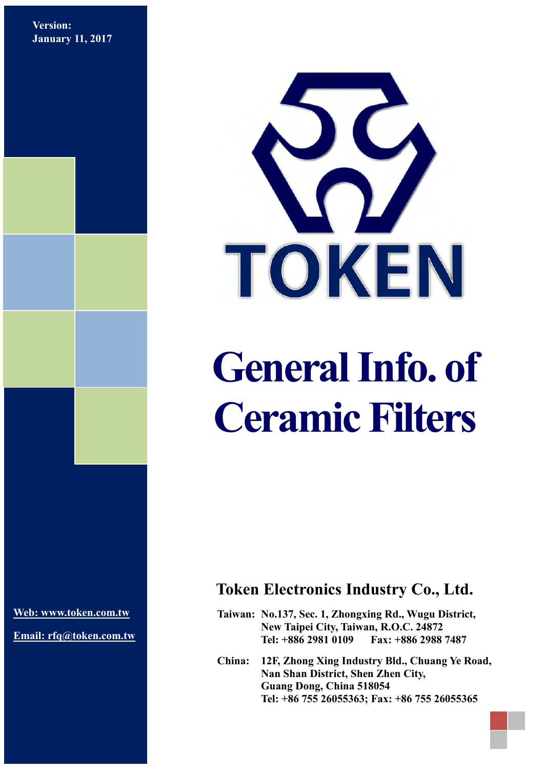Version:
January 11, 2017

TOKEN

# General Info. of Ceramic Filters

Web: www.token.com.tw

Email: rfq@token.com.tw

## Token Electronics Industry Co., Ltd.

**Taiwan:** No.137, Sec. 1, Zhongxing Rd., Wugu District,
New Taipei City, Taiwan, R.O.C. 24872
Tel: +886 2981 0109 Fax: +886 2988 7487

**China:** 12F, Zhong Xing Industry Bld., Chuang Ye Road,
Nan Shan District, Shen Zhen City,
Guang Dong, China 518054
Tel: +86 755 26055363; Fax: +86 755 26055365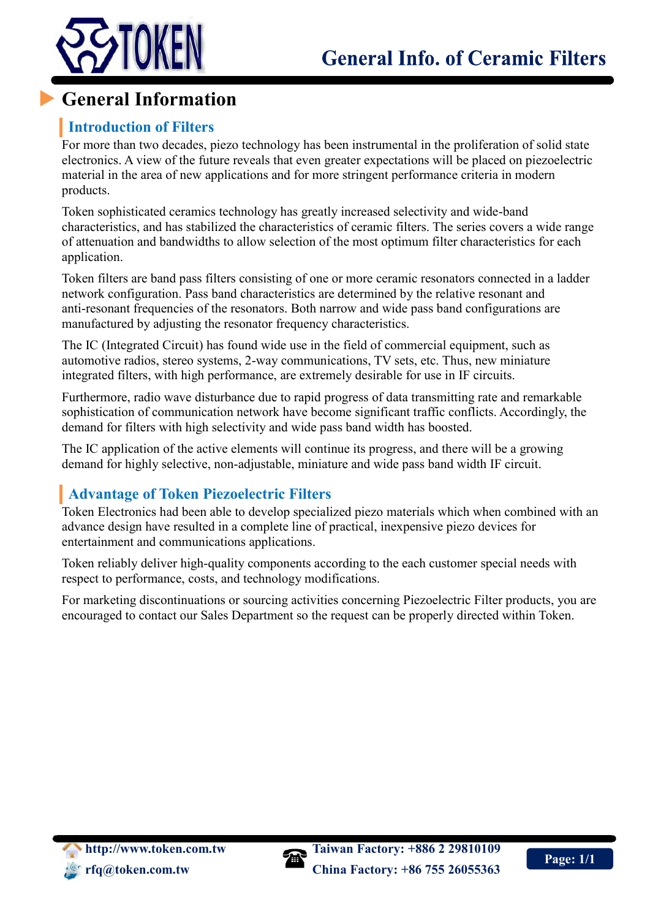# General Info. of Ceramic Filters

## General Information

### Introduction of Filters

For more than two decades, piezo technology has been instrumental in the proliferation of solid state electronics. A view of the future reveals that even greater expectations will be placed on piezoelectric material in the area of new applications and for more stringent performance criteria in modern products.

Token sophisticated ceramics technology has greatly increased selectivity and wide-band characteristics, and has stabilized the characteristics of ceramic filters. The series covers a wide range of attenuation and bandwidths to allow selection of the most optimum filter characteristics for each application.

Token filters are band pass filters consisting of one or more ceramic resonators connected in a ladder network configuration. Pass band characteristics are determined by the relative resonant and anti-resonant frequencies of the resonators. Both narrow and wide pass band configurations are manufactured by adjusting the resonator frequency characteristics.

The IC (Integrated Circuit) has found wide use in the field of commercial equipment, such as automotive radios, stereo systems, 2-way communications, TV sets, etc. Thus, new miniature integrated filters, with high performance, are extremely desirable for use in IF circuits.

Furthermore, radio wave disturbance due to rapid progress of data transmitting rate and remarkable sophistication of communication network have become significant traffic conflicts. Accordingly, the demand for filters with high selectivity and wide pass band width has boosted.

The IC application of the active elements will continue its progress, and there will be a growing demand for highly selective, non-adjustable, miniature and wide pass band width IF circuit.

### Advantage of Token Piezoelectric Filters

Token Electronics had been able to develop specialized piezo materials which when combined with an advance design have resulted in a complete line of practical, inexpensive piezo devices for entertainment and communications applications.

Token reliably deliver high-quality components according to the each customer special needs with respect to performance, costs, and technology modifications.

For marketing discontinuations or sourcing activities concerning Piezoelectric Filter products, you are encouraged to contact our Sales Department so the request can be properly directed within Token.

http://www.token.com.tw
rfq@token.com.tw

Taiwan Factory: +886 2 29810109
China Factory: +86 755 26055363